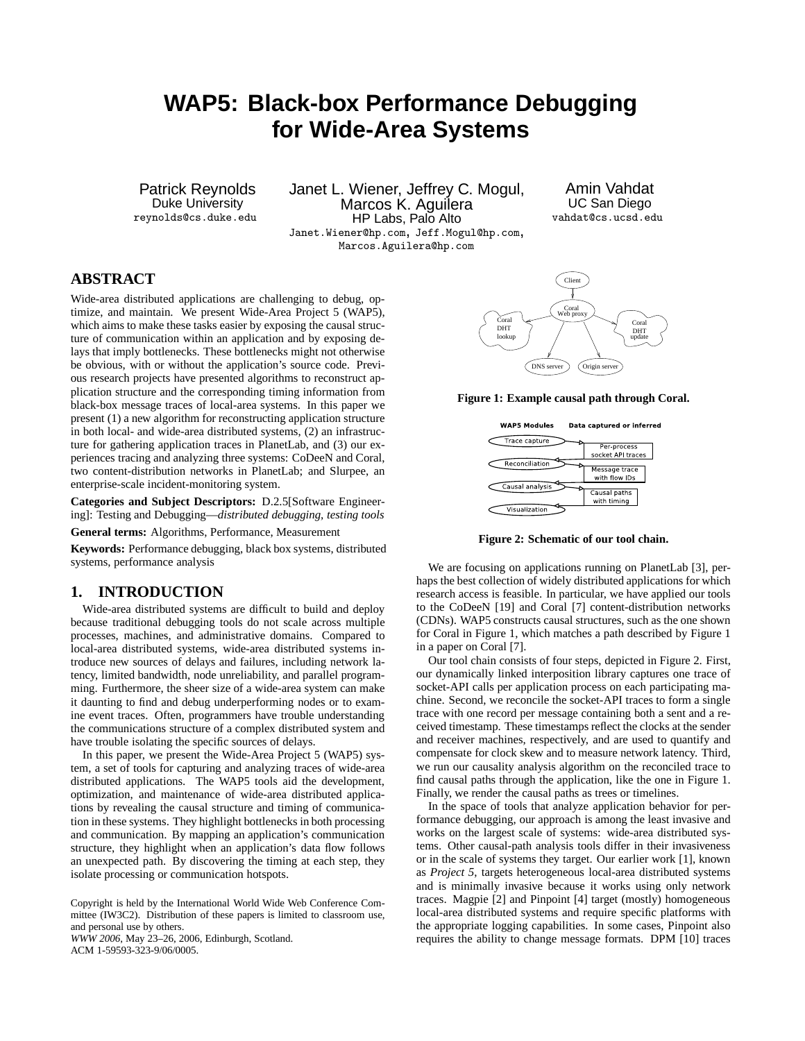# WAP5: Black-box Performance Debugging for Wide-Area Systems

Patrick Reynolds
Duke University
reynolds@cs.duke.edu

Janet L. Wiener, Jeffrey C. Mogul, Marcos K. Aguilera
HP Labs, Palo Alto
Janet.Wiener@hp.com, Jeff.Mogul@hp.com, Marcos.Aguilera@hp.com

Amin Vahdat
UC San Diego
vahdat@cs.ucsd.edu

## ABSTRACT

Wide-area distributed applications are challenging to debug, optimize, and maintain. We present Wide-Area Project 5 (WAP5), which aims to make these tasks easier by exposing the causal structure of communication within an application and by exposing delays that imply bottlenecks. These bottlenecks might not otherwise be obvious, with or without the application's source code. Previous research projects have presented algorithms to reconstruct application structure and the corresponding timing information from black-box message traces of local-area systems. In this paper we present (1) a new algorithm for reconstructing application structure in both local- and wide-area distributed systems, (2) an infrastructure for gathering application traces in PlanetLab, and (3) our experiences tracing and analyzing three systems: CoDeeN and Coral, two content-distribution networks in PlanetLab; and Slurpee, an enterprise-scale incident-monitoring system.

**Categories and Subject Descriptors:** D.2.5[Software Engineering]: Testing and Debugging—*distributed debugging, testing tools*

**General terms:** Algorithms, Performance, Measurement

**Keywords:** Performance debugging, black box systems, distributed systems, performance analysis

## 1. INTRODUCTION

Wide-area distributed systems are difficult to build and deploy because traditional debugging tools do not scale across multiple processes, machines, and administrative domains. Compared to local-area distributed systems, wide-area distributed systems introduce new sources of delays and failures, including network latency, limited bandwidth, node unreliability, and parallel programming. Furthermore, the sheer size of a wide-area system can make it daunting to find and debug underperforming nodes or to examine event traces. Often, programmers have trouble understanding the communications structure of a complex distributed system and have trouble isolating the specific sources of delays.

In this paper, we present the Wide-Area Project 5 (WAP5) system, a set of tools for capturing and analyzing traces of wide-area distributed applications. The WAP5 tools aid the development, optimization, and maintenance of wide-area distributed applications by revealing the causal structure and timing of communication in these systems. They highlight bottlenecks in both processing and communication. By mapping an application's communication structure, they highlight when an application's data flow follows an unexpected path. By discovering the timing at each step, they isolate processing or communication hotspots.

Copyright is held by the International World Wide Web Conference Committee (IW3C2). Distribution of these papers is limited to classroom use, and personal use by others.
*WWW 2006*, May 23–26, 2006, Edinburgh, Scotland.
ACM 1-59593-323-9/06/0005.

**Figure 1: Example causal path through Coral.**

**Figure 2: Schematic of our tool chain.**

We are focusing on applications running on PlanetLab [3], perhaps the best collection of widely distributed applications for which research access is feasible. In particular, we have applied our tools to the CoDeeN [19] and Coral [7] content-distribution networks (CDNs). WAP5 constructs causal structures, such as the one shown for Coral in Figure 1, which matches a path described by Figure 1 in a paper on Coral [7].

Our tool chain consists of four steps, depicted in Figure 2. First, our dynamically linked interposition library captures one trace of socket-API calls per application process on each participating machine. Second, we reconcile the socket-API traces to form a single trace with one record per message containing both a sent and a received timestamp. These timestamps reflect the clocks at the sender and receiver machines, respectively, and are used to quantify and compensate for clock skew and to measure network latency. Third, we run our causality analysis algorithm on the reconciled trace to find causal paths through the application, like the one in Figure 1. Finally, we render the causal paths as trees or timelines.

In the space of tools that analyze application behavior for performance debugging, our approach is among the least invasive and works on the largest scale of systems: wide-area distributed systems. Other causal-path analysis tools differ in their invasiveness or in the scale of systems they target. Our earlier work [1], known as *Project 5*, targets heterogeneous local-area distributed systems and is minimally invasive because it works using only network traces. Magpie [2] and Pinpoint [4] target (mostly) homogeneous local-area distributed systems and require specific platforms with the appropriate logging capabilities. In some cases, Pinpoint also requires the ability to change message formats. DPM [10] traces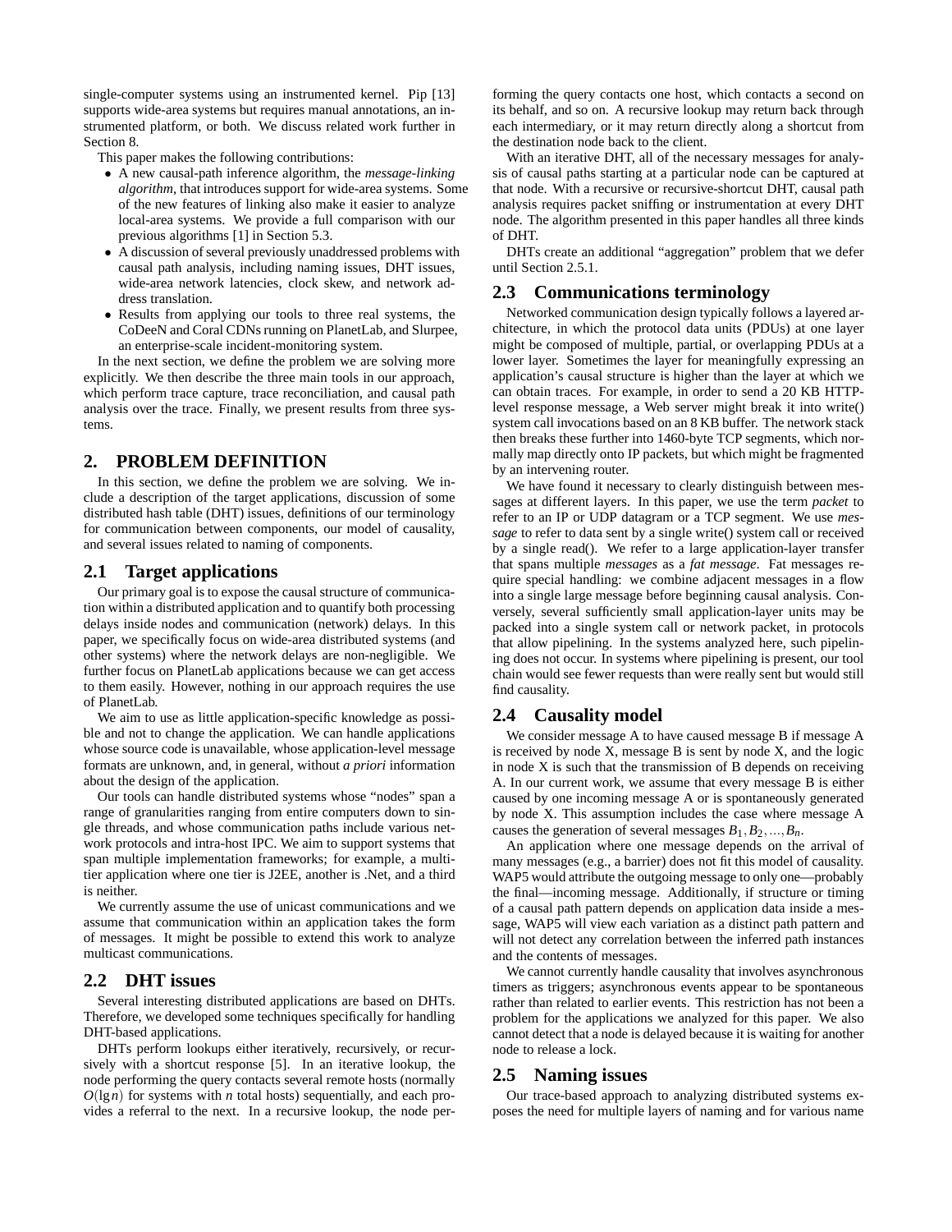single-computer systems using an instrumented kernel. Pip [13] supports wide-area systems but requires manual annotations, an instrumented platform, or both. We discuss related work further in Section 8.

This paper makes the following contributions:

- A new causal-path inference algorithm, the *message-linking algorithm*, that introduces support for wide-area systems. Some of the new features of linking also make it easier to analyze local-area systems. We provide a full comparison with our previous algorithms [1] in Section 5.3.
- A discussion of several previously unaddressed problems with causal path analysis, including naming issues, DHT issues, wide-area network latencies, clock skew, and network address translation.
- Results from applying our tools to three real systems, the CoDeeN and Coral CDNs running on PlanetLab, and Slurpee, an enterprise-scale incident-monitoring system.

In the next section, we define the problem we are solving more explicitly. We then describe the three main tools in our approach, which perform trace capture, trace reconciliation, and causal path analysis over the trace. Finally, we present results from three systems.

## 2. PROBLEM DEFINITION

In this section, we define the problem we are solving. We include a description of the target applications, discussion of some distributed hash table (DHT) issues, definitions of our terminology for communication between components, our model of causality, and several issues related to naming of components.

### 2.1 Target applications

Our primary goal is to expose the causal structure of communication within a distributed application and to quantify both processing delays inside nodes and communication (network) delays. In this paper, we specifically focus on wide-area distributed systems (and other systems) where the network delays are non-negligible. We further focus on PlanetLab applications because we can get access to them easily. However, nothing in our approach requires the use of PlanetLab.

We aim to use as little application-specific knowledge as possible and not to change the application. We can handle applications whose source code is unavailable, whose application-level message formats are unknown, and, in general, without *a priori* information about the design of the application.

Our tools can handle distributed systems whose "nodes" span a range of granularities ranging from entire computers down to single threads, and whose communication paths include various network protocols and intra-host IPC. We aim to support systems that span multiple implementation frameworks; for example, a multi-tier application where one tier is J2EE, another is .Net, and a third is neither.

We currently assume the use of unicast communications and we assume that communication within an application takes the form of messages. It might be possible to extend this work to analyze multicast communications.

### 2.2 DHT issues

Several interesting distributed applications are based on DHTs. Therefore, we developed some techniques specifically for handling DHT-based applications.

DHTs perform lookups either iteratively, recursively, or recursively with a shortcut response [5]. In an iterative lookup, the node performing the query contacts several remote hosts (normally $O(\lg n)$ for systems with $n$ total hosts) sequentially, and each provides a referral to the next. In a recursive lookup, the node performing the query contacts one host, which contacts a second on its behalf, and so on. A recursive lookup may return back through each intermediary, or it may return directly along a shortcut from the destination node back to the client.

With an iterative DHT, all of the necessary messages for analysis of causal paths starting at a particular node can be captured at that node. With a recursive or recursive-shortcut DHT, causal path analysis requires packet sniffing or instrumentation at every DHT node. The algorithm presented in this paper handles all three kinds of DHT.

DHTs create an additional "aggregation" problem that we defer until Section 2.5.1.

### 2.3 Communications terminology

Networked communication design typically follows a layered architecture, in which the protocol data units (PDUs) at one layer might be composed of multiple, partial, or overlapping PDUs at a lower layer. Sometimes the layer for meaningfully expressing an application's causal structure is higher than the layer at which we can obtain traces. For example, in order to send a 20 KB HTTP-level response message, a Web server might break it into write() system call invocations based on an 8 KB buffer. The network stack then breaks these further into 1460-byte TCP segments, which normally map directly onto IP packets, but which might be fragmented by an intervening router.

We have found it necessary to clearly distinguish between messages at different layers. In this paper, we use the term *packet* to refer to an IP or UDP datagram or a TCP segment. We use *message* to refer to data sent by a single write() system call or received by a single read(). We refer to a large application-layer transfer that spans multiple *messages* as a *fat message*. Fat messages require special handling: we combine adjacent messages in a flow into a single large message before beginning causal analysis. Conversely, several sufficiently small application-layer units may be packed into a single system call or network packet, in protocols that allow pipelining. In the systems analyzed here, such pipelining does not occur. In systems where pipelining is present, our tool chain would see fewer requests than were really sent but would still find causality.

### 2.4 Causality model

We consider message A to have caused message B if message A is received by node X, message B is sent by node X, and the logic in node X is such that the transmission of B depends on receiving A. In our current work, we assume that every message B is either caused by one incoming message A or is spontaneously generated by node X. This assumption includes the case where message A causes the generation of several messages $B_1, B_2, \ldots, B_n$.

An application where one message depends on the arrival of many messages (e.g., a barrier) does not fit this model of causality. WAP5 would attribute the outgoing message to only one—probably the final—incoming message. Additionally, if structure or timing of a causal path pattern depends on application data inside a message, WAP5 will view each variation as a distinct path pattern and will not detect any correlation between the inferred path instances and the contents of messages.

We cannot currently handle causality that involves asynchronous timers as triggers; asynchronous events appear to be spontaneous rather than related to earlier events. This restriction has not been a problem for the applications we analyzed for this paper. We also cannot detect that a node is delayed because it is waiting for another node to release a lock.

### 2.5 Naming issues

Our trace-based approach to analyzing distributed systems exposes the need for multiple layers of naming and for various name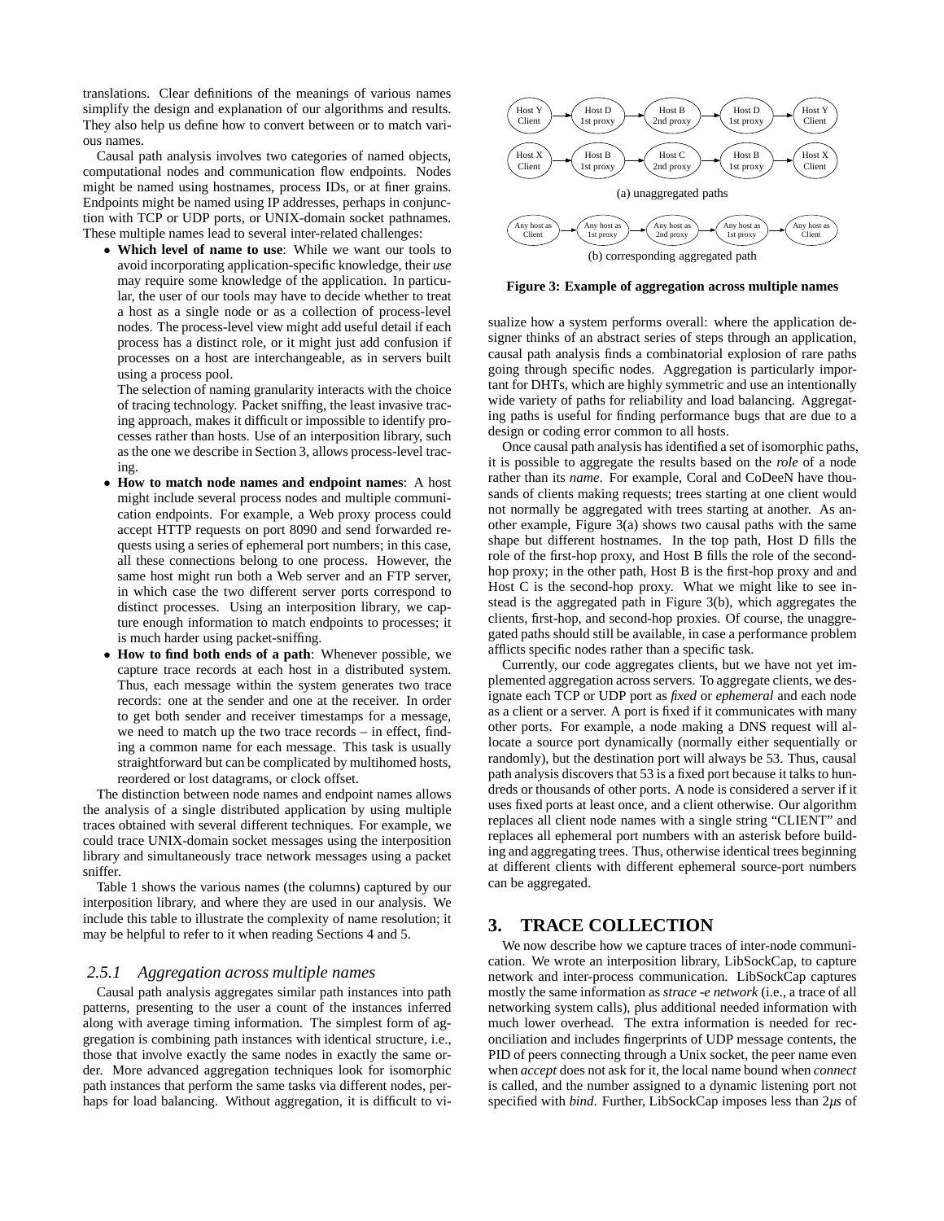translations. Clear definitions of the meanings of various names simplify the design and explanation of our algorithms and results. They also help us define how to convert between or to match various names.

Causal path analysis involves two categories of named objects, computational nodes and communication flow endpoints. Nodes might be named using hostnames, process IDs, or at finer grains. Endpoints might be named using IP addresses, perhaps in conjunction with TCP or UDP ports, or UNIX-domain socket pathnames. These multiple names lead to several inter-related challenges:

- **Which level of name to use**: While we want our tools to avoid incorporating application-specific knowledge, their *use* may require some knowledge of the application. In particular, the user of our tools may have to decide whether to treat a host as a single node or as a collection of process-level nodes. The process-level view might add useful detail if each process has a distinct role, or it might just add confusion if processes on a host are interchangeable, as in servers built using a process pool.

  The selection of naming granularity interacts with the choice of tracing technology. Packet sniffing, the least invasive tracing approach, makes it difficult or impossible to identify processes rather than hosts. Use of an interposition library, such as the one we describe in Section 3, allows process-level tracing.
- **How to match node names and endpoint names**: A host might include several process nodes and multiple communication endpoints. For example, a Web proxy process could accept HTTP requests on port 8090 and send forwarded requests using a series of ephemeral port numbers; in this case, all these connections belong to one process. However, the same host might run both a Web server and an FTP server, in which case the two different server ports correspond to distinct processes. Using an interposition library, we capture enough information to match endpoints to processes; it is much harder using packet-sniffing.
- **How to find both ends of a path**: Whenever possible, we capture trace records at each host in a distributed system. Thus, each message within the system generates two trace records: one at the sender and one at the receiver. In order to get both sender and receiver timestamps for a message, we need to match up the two trace records – in effect, finding a common name for each message. This task is usually straightforward but can be complicated by multihomed hosts, reordered or lost datagrams, or clock offset.

The distinction between node names and endpoint names allows the analysis of a single distributed application by using multiple traces obtained with several different techniques. For example, we could trace UNIX-domain socket messages using the interposition library and simultaneously trace network messages using a packet sniffer.

Table 1 shows the various names (the columns) captured by our interposition library, and where they are used in our analysis. We include this table to illustrate the complexity of name resolution; it may be helpful to refer to it when reading Sections 4 and 5.

### 2.5.1 Aggregation across multiple names

Causal path analysis aggregates similar path instances into path patterns, presenting to the user a count of the instances inferred along with average timing information. The simplest form of aggregation is combining path instances with identical structure, i.e., those that involve exactly the same nodes in exactly the same order. More advanced aggregation techniques look for isomorphic path instances that perform the same tasks via different nodes, perhaps for load balancing. Without aggregation, it is difficult to visualize how a system performs overall: where the application designer thinks of an abstract series of steps through an application, causal path analysis finds a combinatorial explosion of rare paths going through specific nodes. Aggregation is particularly important for DHTs, which are highly symmetric and use an intentionally wide variety of paths for reliability and load balancing. Aggregating paths is useful for finding performance bugs that are due to a design or coding error common to all hosts.

Host Y Client → Host D 1st proxy → Host B 2nd proxy → Host D 1st proxy → Host Y Client

Host X Client → Host B 1st proxy → Host C 2nd proxy → Host B 1st proxy → Host X Client

(a) unaggregated paths

Any host as Client → Any host as 1st proxy → Any host as 2nd proxy → Any host as 1st proxy → Any host as Client

(b) corresponding aggregated path

**Figure 3: Example of aggregation across multiple names**

Once causal path analysis has identified a set of isomorphic paths, it is possible to aggregate the results based on the *role* of a node rather than its *name*. For example, Coral and CoDeeN have thousands of clients making requests; trees starting at one client would not normally be aggregated with trees starting at another. As another example, Figure 3(a) shows two causal paths with the same shape but different hostnames. In the top path, Host D fills the role of the first-hop proxy, and Host B fills the role of the second-hop proxy; in the other path, Host B is the first-hop proxy and Host C is the second-hop proxy. What we might like to see instead is the aggregated path in Figure 3(b), which aggregates the clients, first-hop, and second-hop proxies. Of course, the unaggregated paths should still be available, in case a performance problem afflicts specific nodes rather than a specific task.

Currently, our code aggregates clients, but we have not yet implemented aggregation across servers. To aggregate clients, we designate each TCP or UDP port as *fixed* or *ephemeral* and each node as a client or a server. A port is fixed if it communicates with many other ports. For example, a node making a DNS request will allocate a source port dynamically (normally either sequentially or randomly), but the destination port will always be 53. Thus, causal path analysis discovers that 53 is a fixed port because it talks to hundreds or thousands of other ports. A node is considered a server if it uses fixed ports at least once, and a client otherwise. Our algorithm replaces all client node names with a single string "CLIENT" and replaces all ephemeral port numbers with an asterisk before building and aggregating trees. Thus, otherwise identical trees beginning at different clients with different ephemeral source-port numbers can be aggregated.

## 3. TRACE COLLECTION

We now describe how we capture traces of inter-node communication. We wrote an interposition library, LibSockCap, to capture network and inter-process communication. LibSockCap captures mostly the same information as *strace -e network* (i.e., a trace of all networking system calls), plus additional needed information with much lower overhead. The extra information is needed for reconciliation and includes fingerprints of UDP message contents, the PID of peers connecting through a Unix socket, the peer name even when *accept* does not ask for it, the local name bound when *connect* is called, and the number assigned to a dynamic listening port not specified with *bind*. Further, LibSockCap imposes less than 2$\mu$s of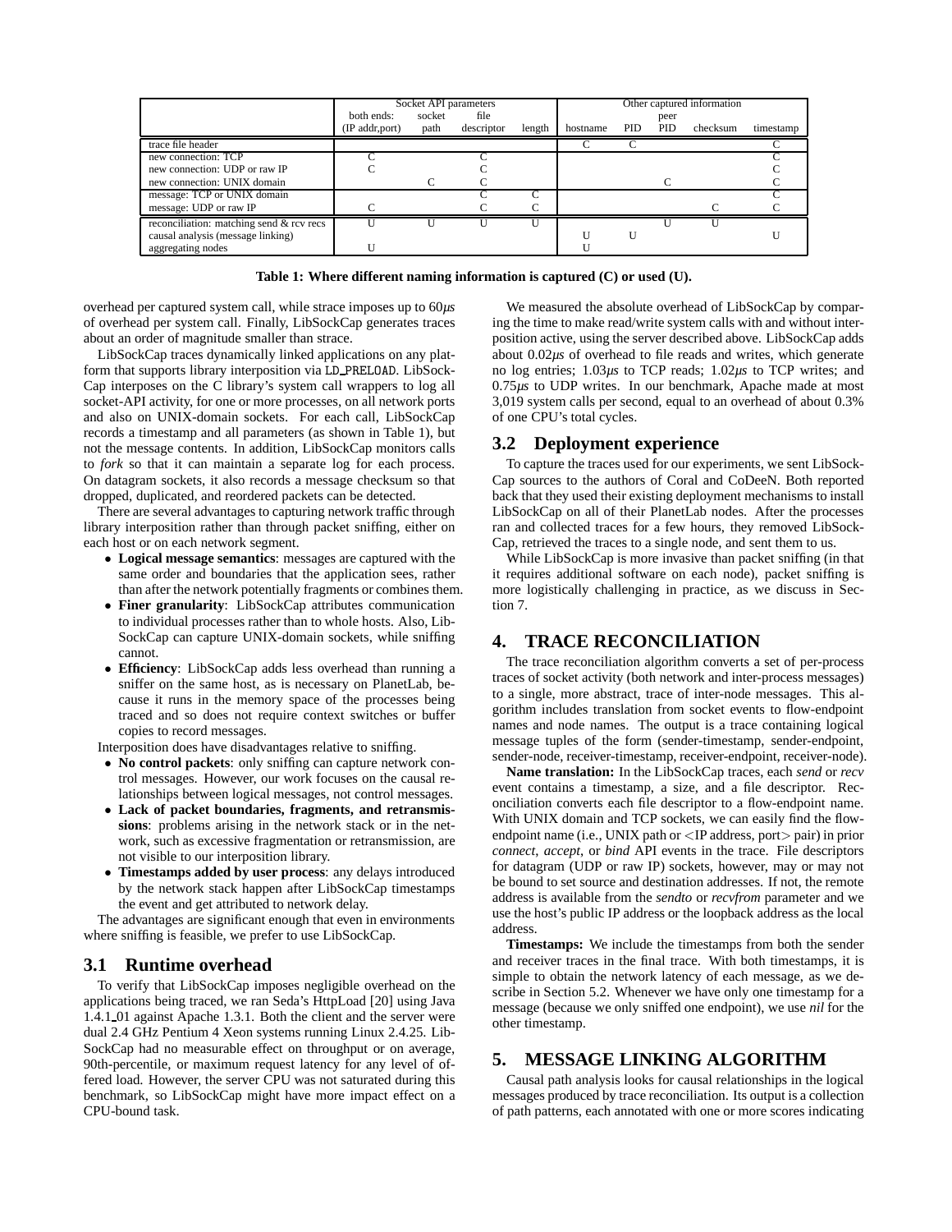| | Socket API parameters | | | | Other captured information | | | | |
|---|---|---|---|---|---|---|---|---|---|
| | both ends: (IP addr,port) | socket path | file descriptor | length | hostname | PID | peer PID | checksum | timestamp |
| trace file header | | | | | C | C | | | C |
| new connection: TCP | C | | C | | | | | | C |
| new connection: UDP or raw IP | C | | C | | | | | | C |
| new connection: UNIX domain | | C | C | | | | C | | C |
| message: TCP or UNIX domain | | | C | C | | | | | C |
| message: UDP or raw IP | C | | C | C | | | | C | C |
| reconciliation: matching send & rcv recs | U | U | U | U | | | U | U | |
| causal analysis (message linking) | | | | | U | U | | | U |
| aggregating nodes | U | | | | U | | | | |

**Table 1: Where different naming information is captured (C) or used (U).**

overhead per captured system call, while strace imposes up to 60*µs* of overhead per system call. Finally, LibSockCap generates traces about an order of magnitude smaller than strace.

LibSockCap traces dynamically linked applications on any platform that supports library interposition via LD_PRELOAD. LibSockCap interposes on the C library's system call wrappers to log all socket-API activity, for one or more processes, on all network ports and also on UNIX-domain sockets. For each call, LibSockCap records a timestamp and all parameters (as shown in Table 1), but not the message contents. In addition, LibSockCap monitors calls to *fork* so that it can maintain a separate log for each process. On datagram sockets, it also records a message checksum so that dropped, duplicated, and reordered packets can be detected.

There are several advantages to capturing network traffic through library interposition rather than through packet sniffing, either on each host or on each network segment.

- **Logical message semantics**: messages are captured with the same order and boundaries that the application sees, rather than after the network potentially fragments or combines them.
- **Finer granularity**: LibSockCap attributes communication to individual processes rather than to whole hosts. Also, LibSockCap can capture UNIX-domain sockets, while sniffing cannot.
- **Efficiency**: LibSockCap adds less overhead than running a sniffer on the same host, as is necessary on PlanetLab, because it runs in the memory space of the processes being traced and so does not require context switches or buffer copies to record messages.

Interposition does have disadvantages relative to sniffing.

- **No control packets**: only sniffing can capture network control messages. However, our work focuses on the causal relationships between logical messages, not control messages.
- **Lack of packet boundaries, fragments, and retransmissions**: problems arising in the network stack or in the network, such as excessive fragmentation or retransmission, are not visible to our interposition library.
- **Timestamps added by user process**: any delays introduced by the network stack happen after LibSockCap timestamps the event and get attributed to network delay.

The advantages are significant enough that even in environments where sniffing is feasible, we prefer to use LibSockCap.

## 3.1 Runtime overhead

To verify that LibSockCap imposes negligible overhead on the applications being traced, we ran Seda's HttpLoad [20] using Java 1.4.1_01 against Apache 1.3.1. Both the client and the server were dual 2.4 GHz Pentium 4 Xeon systems running Linux 2.4.25. LibSockCap had no measurable effect on throughput or on average, 90th-percentile, or maximum request latency for any level of offered load. However, the server CPU was not saturated during this benchmark, so LibSockCap might have more impact effect on a CPU-bound task.

We measured the absolute overhead of LibSockCap by comparing the time to make read/write system calls with and without interposition active, using the server described above. LibSockCap adds about 0.02*µs* of overhead to file reads and writes, which generate no log entries; 1.03*µs* to TCP reads; 1.02*µs* to TCP writes; and 0.75*µs* to UDP writes. In our benchmark, Apache made at most 3,019 system calls per second, equal to an overhead of about 0.3% of one CPU's total cycles.

## 3.2 Deployment experience

To capture the traces used for our experiments, we sent LibSockCap sources to the authors of Coral and CoDeeN. Both reported back that they used their existing deployment mechanisms to install LibSockCap on all of their PlanetLab nodes. After the processes ran and collected traces for a few hours, they removed LibSockCap, retrieved the traces to a single node, and sent them to us.

While LibSockCap is more invasive than packet sniffing (in that it requires additional software on each node), packet sniffing is more logistically challenging in practice, as we discuss in Section 7.

# 4. TRACE RECONCILIATION

The trace reconciliation algorithm converts a set of per-process traces of socket activity (both network and inter-process messages) to a single, more abstract, trace of inter-node messages. This algorithm includes translation from socket events to flow-endpoint names and node names. The output is a trace containing logical message tuples of the form (sender-timestamp, sender-endpoint, sender-node, receiver-timestamp, receiver-endpoint, receiver-node).

**Name translation:** In the LibSockCap traces, each *send* or *recv* event contains a timestamp, a size, and a file descriptor. Reconciliation converts each file descriptor to a flow-endpoint name. With UNIX domain and TCP sockets, we can easily find the flow-endpoint name (i.e., UNIX path or <IP address, port> pair) in prior *connect*, *accept*, or *bind* API events in the trace. File descriptors for datagram (UDP or raw IP) sockets, however, may or may not be bound to set source and destination addresses. If not, the remote address is available from the *sendto* or *recvfrom* parameter and we use the host's public IP address or the loopback address as the local address.

**Timestamps:** We include the timestamps from both the sender and receiver traces in the final trace. With both timestamps, it is simple to obtain the network latency of each message, as we describe in Section 5.2. Whenever we have only one timestamp for a message (because we only sniffed one endpoint), we use *nil* for the other timestamp.

# 5. MESSAGE LINKING ALGORITHM

Causal path analysis looks for causal relationships in the logical messages produced by trace reconciliation. Its output is a collection of path patterns, each annotated with one or more scores indicating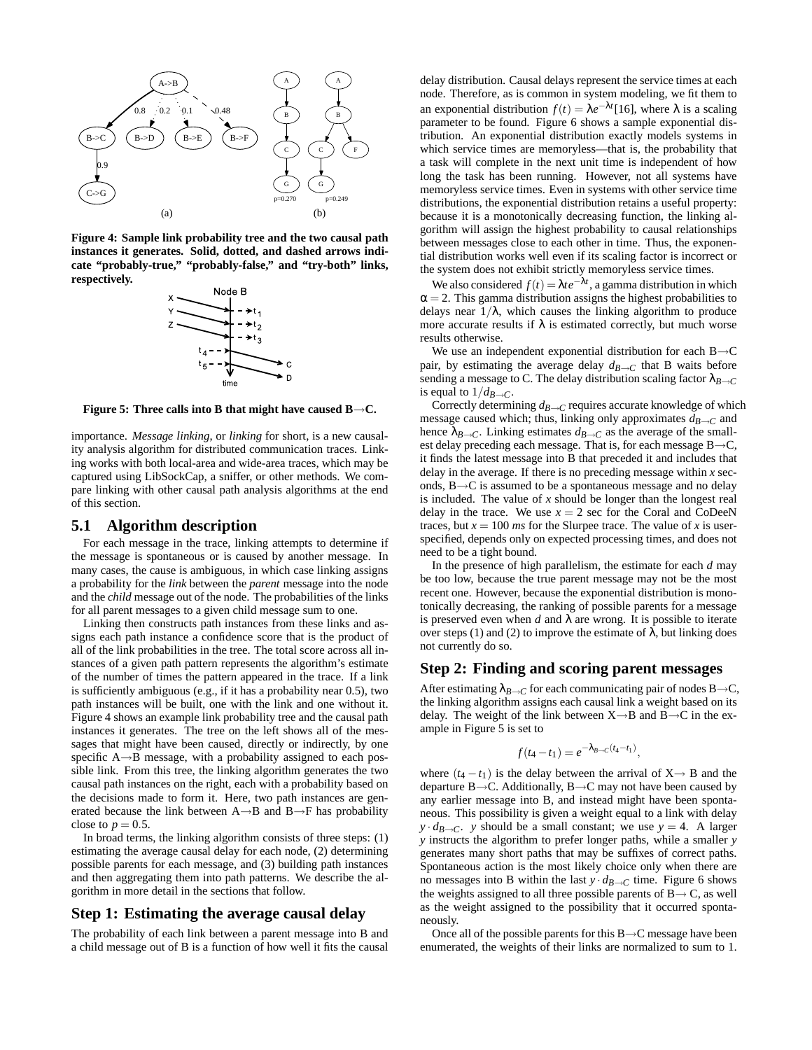Figure 4: Sample link probability tree and the two causal path instances it generates. Solid, dotted, and dashed arrows indicate "probably-true," "probably-false," and "try-both" links, respectively.

**Figure 5: Three calls into B that might have caused B→C.**

importance. *Message linking*, or *linking* for short, is a new causality analysis algorithm for distributed communication traces. Linking works with both local-area and wide-area traces, which may be captured using LibSockCap, a sniffer, or other methods. We compare linking with other causal path analysis algorithms at the end of this section.

## 5.1 Algorithm description

For each message in the trace, linking attempts to determine if the message is spontaneous or is caused by another message. In many cases, the cause is ambiguous, in which case linking assigns a probability for the *link* between the *parent* message into the node and the *child* message out of the node. The probabilities of the links for all parent messages to a given child message sum to one.

Linking then constructs path instances from these links and assigns each path instance a confidence score that is the product of all of the link probabilities in the tree. The total score across all instances of a given path pattern represents the algorithm's estimate of the number of times the pattern appeared in the trace. If a link is sufficiently ambiguous (e.g., if it has a probability near 0.5), two path instances will be built, one with the link and one without it. Figure 4 shows an example link probability tree and the causal path instances it generates. The tree on the left shows all of the messages that might have been caused, directly or indirectly, by one specific A→B message, with a probability assigned to each possible link. From this tree, the linking algorithm generates the two causal path instances on the right, each with a probability based on the decisions made to form it. Here, two path instances are generated because the link between A→B and B→F has probability close to $p = 0.5$.

In broad terms, the linking algorithm consists of three steps: (1) estimating the average causal delay for each node, (2) determining possible parents for each message, and (3) building path instances and then aggregating them into path patterns. We describe the algorithm in more detail in the sections that follow.

## Step 1: Estimating the average causal delay

The probability of each link between a parent message into B and a child message out of B is a function of how well it fits the causal delay distribution. Causal delays represent the service times at each node. Therefore, as is common in system modeling, we fit them to an exponential distribution $f(t) = \lambda e^{-\lambda t}$[16], where $\lambda$ is a scaling parameter to be found. Figure 6 shows a sample exponential distribution. An exponential distribution exactly models systems in which service times are memoryless—that is, the probability that a task will complete in the next unit time is independent of how long the task has been running. However, not all systems have memoryless service times. Even in systems with other service time distributions, the exponential distribution retains a useful property: because it is a monotonically decreasing function, the linking algorithm will assign the highest probability to causal relationships between messages close to each other in time. Thus, the exponential distribution works well even if its scaling factor is incorrect or the system does not exhibit strictly memoryless service times.

We also considered $f(t) = \lambda t e^{-\lambda t}$, a gamma distribution in which $\alpha = 2$. This gamma distribution assigns the highest probabilities to delays near $1/\lambda$, which causes the linking algorithm to produce more accurate results if $\lambda$ is estimated correctly, but much worse results otherwise.

We use an independent exponential distribution for each B→C pair, by estimating the average delay $d_{B\to C}$ that B waits before sending a message to C. The delay distribution scaling factor $\lambda_{B\to C}$ is equal to $1/d_{B\to C}$.

Correctly determining $d_{B\to C}$ requires accurate knowledge of which message caused which; thus, linking only approximates $d_{B\to C}$ and hence $\lambda_{B\to C}$. Linking estimates $d_{B\to C}$ as the average of the smallest delay preceding each message. That is, for each message B→C, it finds the latest message into B that preceded it and includes that delay in the average. If there is no preceding message within $x$ seconds, B→C is assumed to be a spontaneous message and no delay is included. The value of $x$ should be longer than the longest real delay in the trace. We use $x = 2$ sec for the Coral and CoDeeN traces, but $x = 100$ *ms* for the Slurpee trace. The value of $x$ is user-specified, depends only on expected processing times, and does not need to be a tight bound.

In the presence of high parallelism, the estimate for each $d$ may be too low, because the true parent message may not be the most recent one. However, because the exponential distribution is monotonically decreasing, the ranking of possible parents for a message is preserved even when $d$ and $\lambda$ are wrong. It is possible to iterate over steps (1) and (2) to improve the estimate of $\lambda$, but linking does not currently do so.

## Step 2: Finding and scoring parent messages

After estimating $\lambda_{B\to C}$ for each communicating pair of nodes B→C, the linking algorithm assigns each causal link a weight based on its delay. The weight of the link between X→B and B→C in the example in Figure 5 is set to

$$f(t_4 - t_1) = e^{-\lambda_{B\to C}(t_4 - t_1)},$$

where $(t_4 - t_1)$ is the delay between the arrival of X→ B and the departure B→C. Additionally, B→C may not have been caused by any earlier message into B, and instead might have been spontaneous. This possibility is given a weight equal to a link with delay $y \cdot d_{B\to C}$. $y$ should be a small constant; we use $y = 4$. A larger $y$ instructs the algorithm to prefer longer paths, while a smaller $y$ generates many short paths that may be suffixes of correct paths. Spontaneous action is the most likely choice only when there are no messages into B within the last $y \cdot d_{B\to C}$ time. Figure 6 shows the weights assigned to all three possible parents of B→ C, as well as the weight assigned to the possibility that it occurred spontaneously.

Once all of the possible parents for this B→C message have been enumerated, the weights of their links are normalized to sum to 1.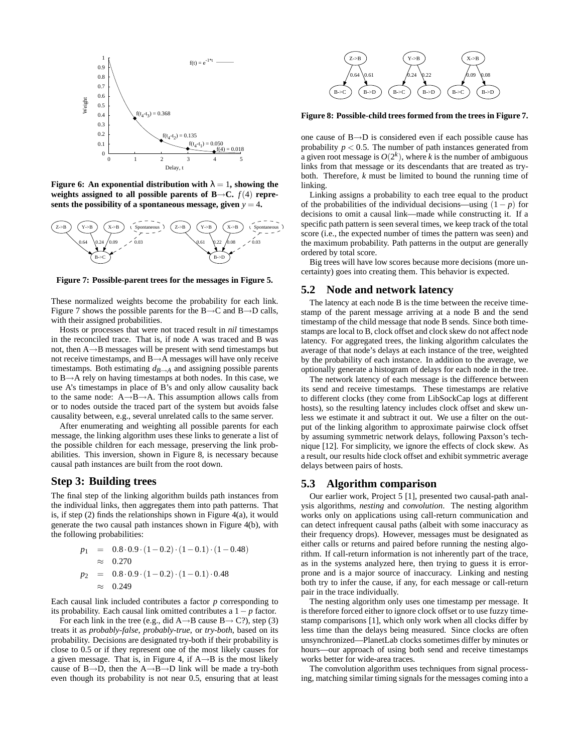Weight

1
0.9
0.8
0.7
0.6
0.5
0.4
0.3
0.2
0.1
0

0 1 2 3 4 5

Delay, t

$f(t) = e^{-1*t}$

$f(t_4\text{-}t_3) = 0.368$

$f(t_4\text{-}t_2) = 0.135$

$f(t_4\text{-}t_1) = 0.050$

$f(4) = 0.018$

**Figure 6: An exponential distribution with $\lambda = 1$, showing the weights assigned to all possible parents of B→C. $f(4)$ represents the possibility of a spontaneous message, given $y = 4$.**

Z->B Y->B X->B Spontaneous

0.64 0.24 0.09 0.03

B->C

Z->B Y->B X->B Spontaneous

0.61 0.22 0.08 0.03

B->D

**Figure 7: Possible-parent trees for the messages in Figure 5.**

These normalized weights become the probability for each link. Figure 7 shows the possible parents for the B→C and B→D calls, with their assigned probabilities.

Hosts or processes that were not traced result in *nil* timestamps in the reconciled trace. That is, if node A was traced and B was not, then A→B messages will be present with send timestamps but not receive timestamps, and B→A messages will have only receive timestamps. Both estimating $d_{B\to A}$ and assigning possible parents to B→A rely on having timestamps at both nodes. In this case, we use A's timestamps in place of B's and only allow causality back to the same node: A→B→A. This assumption allows calls from or to nodes outside the traced part of the system but avoids false causality between, e.g., several unrelated calls to the same server.

After enumerating and weighting all possible parents for each message, the linking algorithm uses these links to generate a list of the possible children for each message, preserving the link probabilities. This inversion, shown in Figure 8, is necessary because causal path instances are built from the root down.

## Step 3: Building trees

The final step of the linking algorithm builds path instances from the individual links, then aggregates them into path patterns. That is, if step (2) finds the relationships shown in Figure 4(a), it would generate the two causal path instances shown in Figure 4(b), with the following probabilities:

$$
\begin{aligned}
p_1 &= 0.8 \cdot 0.9 \cdot (1-0.2) \cdot (1-0.1) \cdot (1-0.48) \\
&\approx 0.270 \\
p_2 &= 0.8 \cdot 0.9 \cdot (1-0.2) \cdot (1-0.1) \cdot 0.48 \\
&\approx 0.249
\end{aligned}
$$

Each causal link included contributes a factor $p$ corresponding to its probability. Each causal link omitted contributes a $1-p$ factor.

For each link in the tree (e.g., did A→B cause B→ C?), step (3) treats it as *probably-false*, *probably-true*, or *try-both*, based on its probability. Decisions are designated try-both if their probability is close to 0.5 or if they represent one of the most likely causes for a given message. That is, in Figure 4, if A→B is the most likely cause of B→D, then the A→B→D link will be made a try-both even though its probability is not near 0.5, ensuring that at least one cause of B→D is considered even if each possible cause has probability $p < 0.5$. The number of path instances generated from a given root message is $O(2^k)$, where $k$ is the number of ambiguous links from that message or its descendants that are treated as try-both. Therefore, $k$ must be limited to bound the running time of linking.

Z->B Y->B X->B

0.64 0.61 0.24 0.22 0.09 0.08

B->C B->D B->C B->D B->C B->D

**Figure 8: Possible-child trees formed from the trees in Figure 7.**

Linking assigns a probability to each tree equal to the product of the probabilities of the individual decisions—using $(1-p)$ for decisions to omit a causal link—made while constructing it. If a specific path pattern is seen several times, we keep track of the total score (i.e., the expected number of times the pattern was seen) and the maximum probability. Path patterns in the output are generally ordered by total score.

Big trees will have low scores because more decisions (more uncertainty) goes into creating them. This behavior is expected.

## 5.2 Node and network latency

The latency at each node B is the time between the receive timestamp of the parent message arriving at a node B and the send timestamp of the child message that node B sends. Since both timestamps are local to B, clock offset and clock skew do not affect node latency. For aggregated trees, the linking algorithm calculates the average of that node's delays at each instance of the tree, weighted by the probability of each instance. In addition to the average, we optionally generate a histogram of delays for each node in the tree.

The network latency of each message is the difference between its send and receive timestamps. These timestamps are relative to different clocks (they come from LibSockCap logs at different hosts), so the resulting latency includes clock offset and skew unless we estimate it and subtract it out. We use a filter on the output of the linking algorithm to approximate pairwise clock offset by assuming symmetric network delays, following Paxson's technique [12]. For simplicity, we ignore the effects of clock skew. As a result, our results hide clock offset and exhibit symmetric average delays between pairs of hosts.

## 5.3 Algorithm comparison

Our earlier work, Project 5 [1], presented two causal-path analysis algorithms, *nesting* and *convolution*. The nesting algorithm works only on applications using call-return communication and can detect infrequent causal paths (albeit with some inaccuracy as their frequency drops). However, messages must be designated as either calls or returns and paired before running the nesting algorithm. If call-return information is not inherently part of the trace, as in the systems analyzed here, then trying to guess it is error-prone and is a major source of inaccuracy. Linking and nesting both try to infer the cause, if any, for each message or call-return pair in the trace individually.

The nesting algorithm only uses one timestamp per message. It is therefore forced either to ignore clock offset or to use fuzzy timestamp comparisons [1], which only work when all clocks differ by less time than the delays being measured. Since clocks are often unsynchronized—PlanetLab clocks sometimes differ by minutes or hours—our approach of using both send and receive timestamps works better for wide-area traces.

The convolution algorithm uses techniques from signal processing, matching similar timing signals for the messages coming into a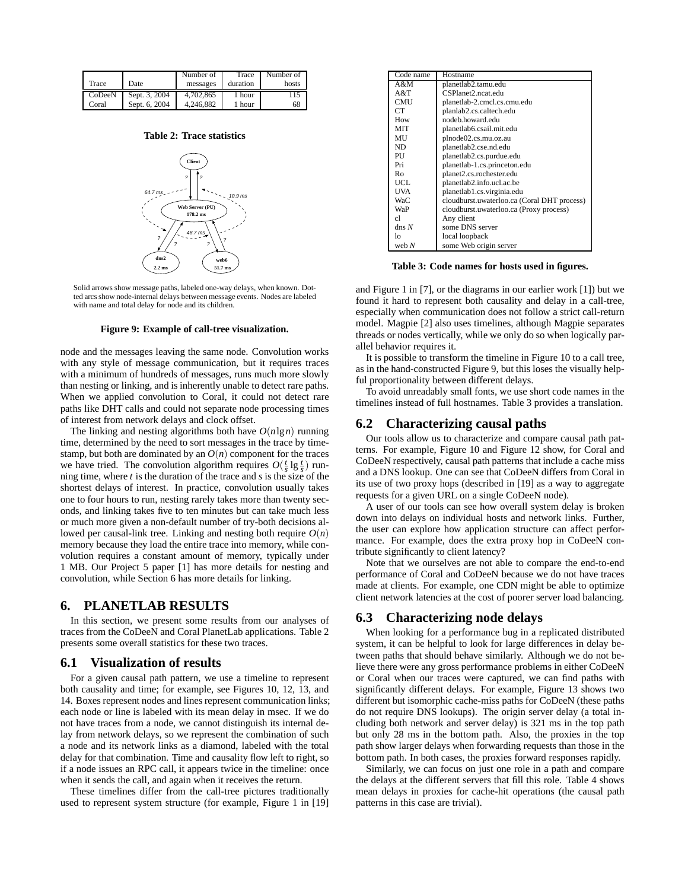| Trace | Date | Number of messages | Trace duration | Number of hosts |
|---|---|---|---|---|
| CoDeeN | Sept. 3, 2004 | 4,702,865 | 1 hour | 115 |
| Coral | Sept. 6, 2004 | 4,246,882 | 1 hour | 68 |

**Table 2: Trace statistics**

Solid arrows show message paths, labeled one-way delays, when known. Dotted arcs show node-internal delays between message events. Nodes are labeled with name and total delay for node and its children.

**Figure 9: Example of call-tree visualization.**

node and the messages leaving the same node. Convolution works with any style of message communication, but it requires traces with a minimum of hundreds of messages, runs much more slowly than nesting or linking, and is inherently unable to detect rare paths. When we applied convolution to Coral, it could not detect rare paths like DHT calls and could not separate node processing times of interest from network delays and clock offset.

The linking and nesting algorithms both have $O(n \lg n)$ running time, determined by the need to sort messages in the trace by timestamp, but both are dominated by an $O(n)$ component for the traces we have tried. The convolution algorithm requires $O(\frac{t}{s} \lg \frac{t}{s})$ running time, where $t$ is the duration of the trace and $s$ is the size of the shortest delays of interest. In practice, convolution usually takes one to four hours to run, nesting rarely takes more than twenty seconds, and linking takes five to ten minutes but can take much less or much more given a non-default number of try-both decisions allowed per causal-link tree. Linking and nesting both require $O(n)$ memory because they load the entire trace into memory, while convolution requires a constant amount of memory, typically under 1 MB. Our Project 5 paper [1] has more details for nesting and convolution, while Section 6 has more details for linking.

## 6. PLANETLAB RESULTS

In this section, we present some results from our analyses of traces from the CoDeeN and Coral PlanetLab applications. Table 2 presents some overall statistics for these two traces.

### 6.1 Visualization of results

For a given causal path pattern, we use a timeline to represent both causality and time; for example, see Figures 10, 12, 13, and 14. Boxes represent nodes and lines represent communication links; each node or line is labeled with its mean delay in msec. If we do not have traces from a node, we cannot distinguish its internal delay from network delays, so we represent the combination of such a node and its network links as a diamond, labeled with the total delay for that combination. Time and causality flow left to right, so if a node issues an RPC call, it appears twice in the timeline: once when it sends the call, and again when it receives the return.

These timelines differ from the call-tree pictures traditionally used to represent system structure (for example, Figure 1 in [19] and Figure 1 in [7], or the diagrams in our earlier work [1]) but we found it hard to represent both causality and delay in a call-tree, especially when communication does not follow a strict call-return model. Magpie [2] also uses timelines, although Magpie separates threads or nodes vertically, while we only do so when logically parallel behavior requires it.

It is possible to transform the timeline in Figure 10 to a call tree, as in the hand-constructed Figure 9, but this loses the visually helpful proportionality between different delays.

To avoid unreadably small fonts, we use short code names in the timelines instead of full hostnames. Table 3 provides a translation.

| Code name | Hostname |
|---|---|
| A&M | planetlab2.tamu.edu |
| A&T | CSPlanet2.ncat.edu |
| CMU | planetlab-2.cmcl.cs.cmu.edu |
| CT | planlab2.cs.caltech.edu |
| How | nodeb.howard.edu |
| MIT | planetlab6.csail.mit.edu |
| MU | plnode02.cs.mu.oz.au |
| ND | planetlab2.cse.nd.edu |
| PU | planetlab2.cs.purdue.edu |
| Pri | planetlab-1.cs.princeton.edu |
| Ro | planet2.cs.rochester.edu |
| UCL | planetlab2.info.ucl.ac.be |
| UVA | planetlab1.cs.virginia.edu |
| WaC | cloudburst.uwaterloo.ca (Coral DHT process) |
| WaP | cloudburst.uwaterloo.ca (Proxy process) |
| cl | Any client |
| dns *N* | some DNS server |
| lo | local loopback |
| web *N* | some Web origin server |

**Table 3: Code names for hosts used in figures.**

### 6.2 Characterizing causal paths

Our tools allow us to characterize and compare causal path patterns. For example, Figure 10 and Figure 12 show, for Coral and CoDeeN respectively, causal path patterns that include a cache miss and a DNS lookup. One can see that CoDeeN differs from Coral in its use of two proxy hops (described in [19] as a way to aggregate requests for a given URL on a single CoDeeN node).

A user of our tools can see how overall system delay is broken down into delays on individual hosts and network links. Further, the user can explore how application structure can affect performance. For example, does the extra proxy hop in CoDeeN contribute significantly to client latency?

Note that we ourselves are not able to compare the end-to-end performance of Coral and CoDeeN because we do not have traces made at clients. For example, one CDN might be able to optimize client network latencies at the cost of poorer server load balancing.

### 6.3 Characterizing node delays

When looking for a performance bug in a replicated distributed system, it can be helpful to look for large differences in delay between paths that should behave similarly. Although we do not believe there were any gross performance problems in either CoDeeN or Coral when our traces were captured, we can find paths with significantly different delays. For example, Figure 13 shows two different but isomorphic cache-miss paths for CoDeeN (these paths do not require DNS lookups). The origin server delay (a total including both network and server delay) is 321 ms in the top path but only 28 ms in the bottom path. Also, the proxies in the top path show larger delays when forwarding requests than those in the bottom path. In both cases, the proxies forward responses rapidly.

Similarly, we can focus on just one role in a path and compare the delays at the different servers that fill this role. Table 4 shows mean delays in proxies for cache-hit operations (the causal path patterns in this case are trivial).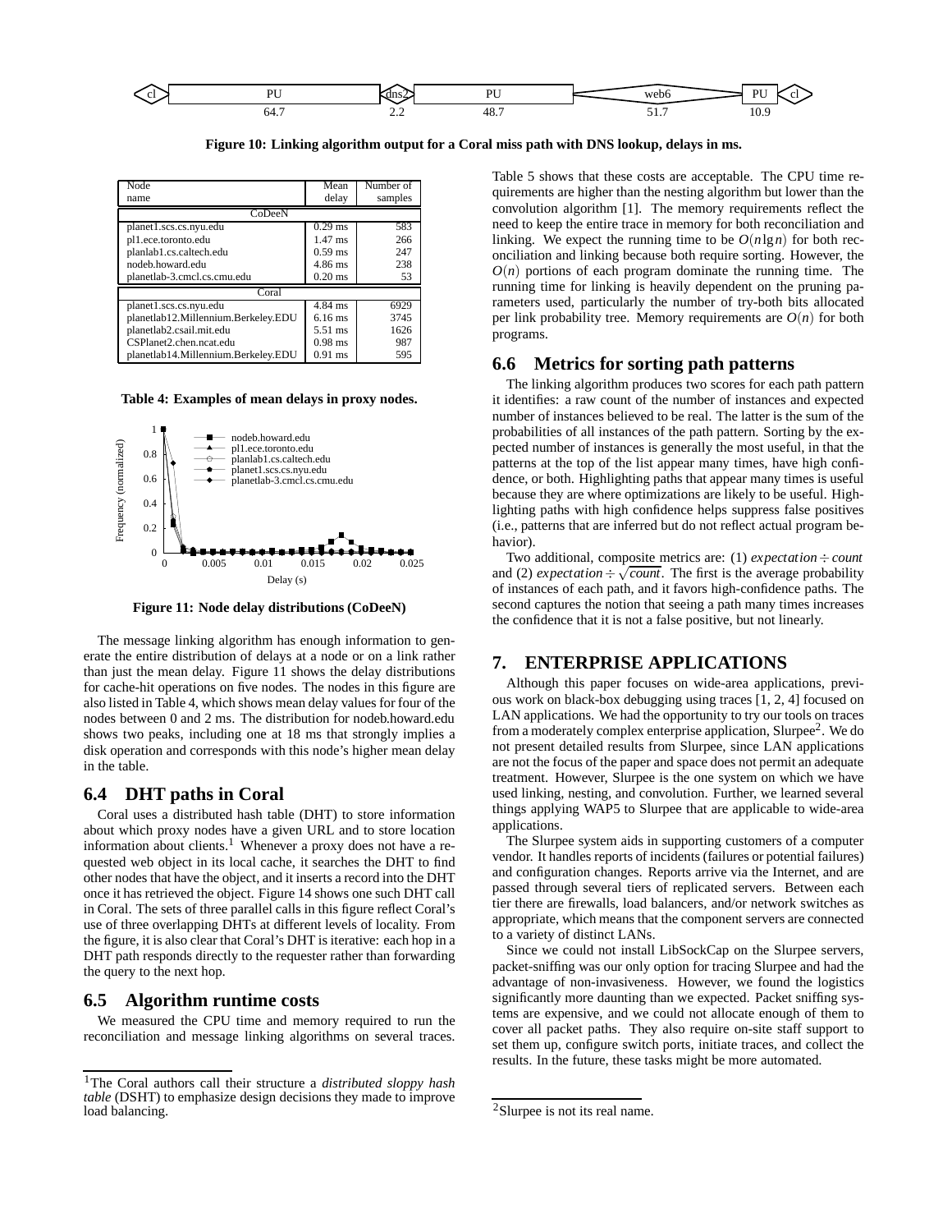cl | PU | dns2 | PU | web6 | PU | cl

64.7 | 2.2 | 48.7 | 51.7 | 10.9

**Figure 10: Linking algorithm output for a Coral miss path with DNS lookup, delays in ms.**

| Node name | Mean delay | Number of samples |
|---|---|---|
| CoDeeN | | |
| planet1.scs.cs.nyu.edu | 0.29 ms | 583 |
| pl1.ece.toronto.edu | 1.47 ms | 266 |
| planlab1.cs.caltech.edu | 0.59 ms | 247 |
| nodeb.howard.edu | 4.86 ms | 238 |
| planetlab-3.cmcl.cs.cmu.edu | 0.20 ms | 53 |
| Coral | | |
| planet1.scs.cs.nyu.edu | 4.84 ms | 6929 |
| planetlab12.Millennium.Berkeley.EDU | 6.16 ms | 3745 |
| planetlab2.csail.mit.edu | 5.51 ms | 1626 |
| CSPlanet2.chen.ncat.edu | 0.98 ms | 987 |
| planetlab14.Millennium.Berkeley.EDU | 0.91 ms | 595 |

**Table 4: Examples of mean delays in proxy nodes.**

**Figure 11: Node delay distributions (CoDeeN)**

The message linking algorithm has enough information to generate the entire distribution of delays at a node or on a link rather than just the mean delay. Figure 11 shows the delay distributions for cache-hit operations on five nodes. The nodes in this figure are also listed in Table 4, which shows mean delay values for four of the nodes between 0 and 2 ms. The distribution for nodeb.howard.edu shows two peaks, including one at 18 ms that strongly implies a disk operation and corresponds with this node's higher mean delay in the table.

## 6.4 DHT paths in Coral

Coral uses a distributed hash table (DHT) to store information about which proxy nodes have a given URL and to store location information about clients.[1] Whenever a proxy does not have a requested web object in its local cache, it searches the DHT to find other nodes that have the object, and it inserts a record into the DHT once it has retrieved the object. Figure 14 shows one such DHT call in Coral. The sets of three parallel calls in this figure reflect Coral's use of three overlapping DHTs at different levels of locality. From the figure, it is also clear that Coral's DHT is iterative: each hop in a DHT path responds directly to the requester rather than forwarding the query to the next hop.

## 6.5 Algorithm runtime costs

We measured the CPU time and memory required to run the reconciliation and message linking algorithms on several traces. Table 5 shows that these costs are acceptable. The CPU time requirements are higher than the nesting algorithm but lower than the convolution algorithm [1]. The memory requirements reflect the need to keep the entire trace in memory for both reconciliation and linking. We expect the running time to be $O(n \lg n)$ for both reconciliation and linking because both require sorting. However, the $O(n)$ portions of each program dominate the running time. The running time for linking is heavily dependent on the pruning parameters used, particularly the number of try-both bits allocated per link probability tree. Memory requirements are $O(n)$ for both programs.

## 6.6 Metrics for sorting path patterns

The linking algorithm produces two scores for each path pattern it identifies: a raw count of the number of instances and expected number of instances believed to be real. The latter is the sum of the probabilities of all instances of the path pattern. Sorting by the expected number of instances is generally the most useful, in that the patterns at the top of the list appear many times, have high confidence, or both. Highlighting paths that appear many times is useful because they are where optimizations are likely to be useful. Highlighting paths with high confidence helps suppress false positives (i.e., patterns that are inferred but do not reflect actual program behavior).

Two additional, composite metrics are: (1) $expectation \div count$ and (2) $expectation \div \sqrt{count}$. The first is the average probability of instances of each path, and it favors high-confidence paths. The second captures the notion that seeing a path many times increases the confidence that it is not a false positive, but not linearly.

# 7. ENTERPRISE APPLICATIONS

Although this paper focuses on wide-area applications, previous work on black-box debugging using traces [1, 2, 4] focused on LAN applications. We had the opportunity to try our tools on traces from a moderately complex enterprise application, Slurpee[2]. We do not present detailed results from Slurpee, since LAN applications are not the focus of the paper and space does not permit an adequate treatment. However, Slurpee is the one system on which we have used linking, nesting, and convolution. Further, we learned several things applying WAP5 to Slurpee that are applicable to wide-area applications.

The Slurpee system aids in supporting customers of a computer vendor. It handles reports of incidents (failures or potential failures) and configuration changes. Reports arrive via the Internet, and are passed through several tiers of replicated servers. Between each tier there are firewalls, load balancers, and/or network switches as appropriate, which means that the component servers are connected to a variety of distinct LANs.

Since we could not install LibSockCap on the Slurpee servers, packet-sniffing was our only option for tracing Slurpee and had the advantage of non-invasiveness. However, we found the logistics significantly more daunting than we expected. Packet sniffing systems are expensive, and we could not allocate enough of them to cover all packet paths. They also require on-site staff support to set them up, configure switch ports, initiate traces, and collect the results. In the future, these tasks might be more automated.

[1] The Coral authors call their structure a *distributed sloppy hash table* (DSHT) to emphasize design decisions they made to improve load balancing.

[2] Slurpee is not its real name.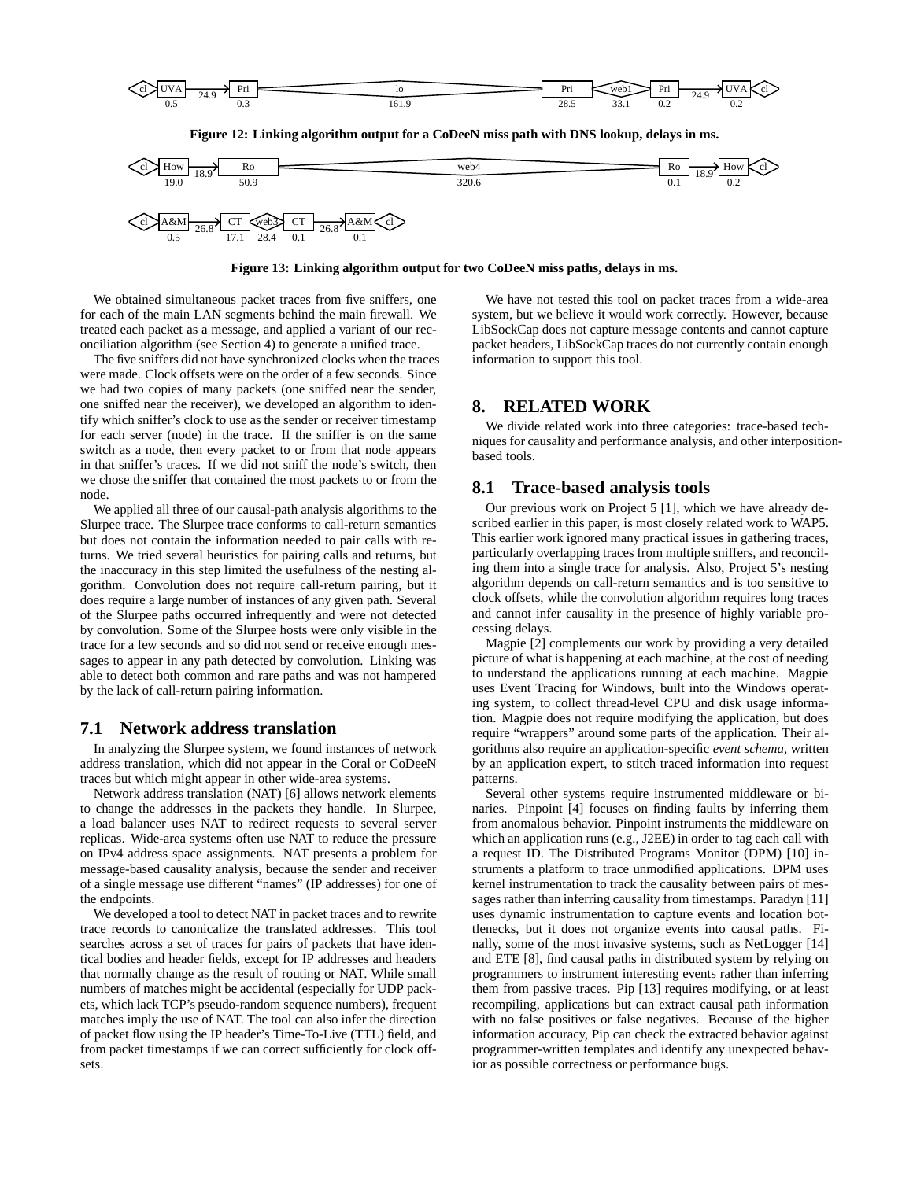Figure 12: Linking algorithm output for a CoDeeN miss path with DNS lookup, delays in ms.

Figure 13: Linking algorithm output for two CoDeeN miss paths, delays in ms.

We obtained simultaneous packet traces from five sniffers, one for each of the main LAN segments behind the main firewall. We treated each packet as a message, and applied a variant of our reconciliation algorithm (see Section 4) to generate a unified trace.

The five sniffers did not have synchronized clocks when the traces were made. Clock offsets were on the order of a few seconds. Since we had two copies of many packets (one sniffed near the sender, one sniffed near the receiver), we developed an algorithm to identify which sniffer's clock to use as the sender or receiver timestamp for each server (node) in the trace. If the sniffer is on the same switch as a node, then every packet to or from that node appears in that sniffer's traces. If we did not sniff the node's switch, then we chose the sniffer that contained the most packets to or from the node.

We applied all three of our causal-path analysis algorithms to the Slurpee trace. The Slurpee trace conforms to call-return semantics but does not contain the information needed to pair calls with returns. We tried several heuristics for pairing calls and returns, but the inaccuracy in this step limited the usefulness of the nesting algorithm. Convolution does not require call-return pairing, but it does require a large number of instances of any given path. Several of the Slurpee paths occurred infrequently and were not detected by convolution. Some of the Slurpee hosts were only visible in the trace for a few seconds and so did not send or receive enough messages to appear in any path detected by convolution. Linking was able to detect both common and rare paths and was not hampered by the lack of call-return pairing information.

## 7.1 Network address translation

In analyzing the Slurpee system, we found instances of network address translation, which did not appear in the Coral or CoDeeN traces but which might appear in other wide-area systems.

Network address translation (NAT) [6] allows network elements to change the addresses in the packets they handle. In Slurpee, a load balancer uses NAT to redirect requests to several server replicas. Wide-area systems often use NAT to reduce the pressure on IPv4 address space assignments. NAT presents a problem for message-based causality analysis, because the sender and receiver of a single message use different "names" (IP addresses) for one of the endpoints.

We developed a tool to detect NAT in packet traces and to rewrite trace records to canonicalize the translated addresses. This tool searches across a set of traces for pairs of packets that have identical bodies and header fields, except for IP addresses and headers that normally change as the result of routing or NAT. While small numbers of matches might be accidental (especially for UDP packets, which lack TCP's pseudo-random sequence numbers), frequent matches imply the use of NAT. The tool can also infer the direction of packet flow using the IP header's Time-To-Live (TTL) field, and from packet timestamps if we can correct sufficiently for clock offsets.

We have not tested this tool on packet traces from a wide-area system, but we believe it would work correctly. However, because LibSockCap does not capture message contents and cannot capture packet headers, LibSockCap traces do not currently contain enough information to support this tool.

# 8. RELATED WORK

We divide related work into three categories: trace-based techniques for causality and performance analysis, and other interposition-based tools.

## 8.1 Trace-based analysis tools

Our previous work on Project 5 [1], which we have already described earlier in this paper, is most closely related work to WAP5. This earlier work ignored many practical issues in gathering traces, particularly overlapping traces from multiple sniffers, and reconciling them into a single trace for analysis. Also, Project 5's nesting algorithm depends on call-return semantics and is too sensitive to clock offsets, while the convolution algorithm requires long traces and cannot infer causality in the presence of highly variable processing delays.

Magpie [2] complements our work by providing a very detailed picture of what is happening at each machine, at the cost of needing to understand the applications running at each machine. Magpie uses Event Tracing for Windows, built into the Windows operating system, to collect thread-level CPU and disk usage information. Magpie does not require modifying the application, but does require "wrappers" around some parts of the application. Their algorithms also require an application-specific *event schema*, written by an application expert, to stitch traced information into request patterns.

Several other systems require instrumented middleware or binaries. Pinpoint [4] focuses on finding faults by inferring them from anomalous behavior. Pinpoint instruments the middleware on which an application runs (e.g., J2EE) in order to tag each call with a request ID. The Distributed Programs Monitor (DPM) [10] instruments a platform to trace unmodified applications. DPM uses kernel instrumentation to track the causality between pairs of messages rather than inferring causality from timestamps. Paradyn [11] uses dynamic instrumentation to capture events and location bottlenecks, but it does not organize events into causal paths. Finally, some of the most invasive systems, such as NetLogger [14] and ETE [8], find causal paths in distributed system by relying on programmers to instrument interesting events rather than inferring them from passive traces. Pip [13] requires modifying, or at least recompiling, applications but can extract causal path information with no false positives or false negatives. Because of the higher information accuracy, Pip can check the extracted behavior against programmer-written templates and identify any unexpected behavior as possible correctness or performance bugs.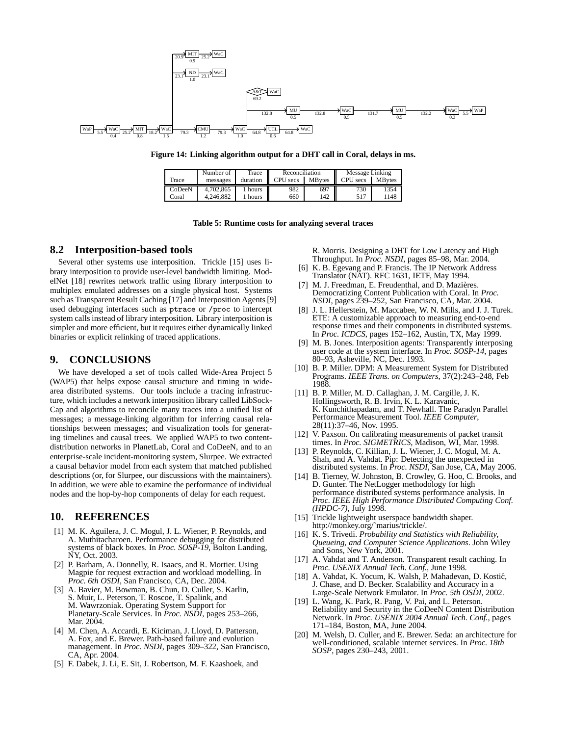WaP 5.5 WaC 0.4 25.2 MIT 0.8 18.2 WaC 1.5 79.3 CMU 1.2 79.3 WaC 1.0 64.8 UCL 0.6 64.8 WaC

20.9 MIT 0.9 25.2 WaC

23.1 ND 1.0 23.1 WaC

A&T 69.2 WaC

132.8 MU 0.5 132.8 WaC 0.5 131.7 MU 0.5 132.2 WaC 0.3 5.5 WaP

**Figure 14: Linking algorithm output for a DHT call in Coral, delays in ms.**

| Trace | Number of messages | Trace duration | Reconciliation | | Message Linking | |
|---|---|---|---|---|---|---|
| | | | CPU secs | MBytes | CPU secs | MBytes |
| CoDeeN | 4,702,865 | 1 hours | 982 | 697 | 730 | 1354 |
| Coral | 4,246,882 | 1 hours | 660 | 142 | 517 | 1148 |

**Table 5: Runtime costs for analyzing several traces**

## 8.2 Interposition-based tools

Several other systems use interposition. Trickle [15] uses library interposition to provide user-level bandwidth limiting. ModelNet [18] rewrites network traffic using library interposition to multiplex emulated addresses on a single physical host. Systems such as Transparent Result Caching [17] and Interposition Agents [9] used debugging interfaces such as ptrace or /proc to intercept system calls instead of library interposition. Library interposition is simpler and more efficient, but it requires either dynamically linked binaries or explicit relinking of traced applications.

# 9. CONCLUSIONS

We have developed a set of tools called Wide-Area Project 5 (WAP5) that helps expose causal structure and timing in wide-area distributed systems. Our tools include a tracing infrastructure, which includes a network interposition library called LibSockCap and algorithms to reconcile many traces into a unified list of messages; a message-linking algorithm for inferring causal relationships between messages; and visualization tools for generating timelines and causal trees. We applied WAP5 to two content-distribution networks in PlanetLab, Coral and CoDeeN, and to an enterprise-scale incident-monitoring system, Slurpee. We extracted a causal behavior model from each system that matched published descriptions (or, for Slurpee, our discussions with the maintainers). In addition, we were able to examine the performance of individual nodes and the hop-by-hop components of delay for each request.

# 10. REFERENCES

[1] M. K. Aguilera, J. C. Mogul, J. L. Wiener, P. Reynolds, and A. Muthitacharoen. Performance debugging for distributed systems of black boxes. In *Proc. SOSP-19*, Bolton Landing, NY, Oct. 2003.

[2] P. Barham, A. Donnelly, R. Isaacs, and R. Mortier. Using Magpie for request extraction and workload modelling. In *Proc. 6th OSDI*, San Francisco, CA, Dec. 2004.

[3] A. Bavier, M. Bowman, B. Chun, D. Culler, S. Karlin, S. Muir, L. Peterson, T. Roscoe, T. Spalink, and M. Wawrzoniak. Operating System Support for Planetary-Scale Services. In *Proc. NSDI*, pages 253–266, Mar. 2004.

[4] M. Chen, A. Accardi, E. Kiciman, J. Lloyd, D. Patterson, A. Fox, and E. Brewer. Path-based failure and evolution management. In *Proc. NSDI*, pages 309–322, San Francisco, CA, Apr. 2004.

[5] F. Dabek, J. Li, E. Sit, J. Robertson, M. F. Kaashoek, and R. Morris. Designing a DHT for Low Latency and High Throughput. In *Proc. NSDI*, pages 85–98, Mar. 2004.

[6] K. B. Egevang and P. Francis. The IP Network Address Translator (NAT). RFC 1631, IETF, May 1994.

[7] M. J. Freedman, E. Freudenthal, and D. Mazières. Democratizing Content Publication with Coral. In *Proc. NSDI*, pages 239–252, San Francisco, CA, Mar. 2004.

[8] J. L. Hellerstein, M. Maccabee, W. N. Mills, and J. J. Turek. ETE: A customizable approach to measuring end-to-end response times and their components in distributed systems. In *Proc. ICDCS*, pages 152–162, Austin, TX, May 1999.

[9] M. B. Jones. Interposition agents: Transparently interposing user code at the system interface. In *Proc. SOSP-14*, pages 80–93, Asheville, NC, Dec. 1993.

[10] B. P. Miller. DPM: A Measurement System for Distributed Programs. *IEEE Trans. on Computers*, 37(2):243–248, Feb 1988.

[11] B. P. Miller, M. D. Callaghan, J. M. Cargille, J. K. Hollingsworth, R. B. Irvin, K. L. Karavanic, K. Kunchithapadam, and T. Newhall. The Paradyn Parallel Performance Measurement Tool. *IEEE Computer*, 28(11):37–46, Nov. 1995.

[12] V. Paxson. On calibrating measurements of packet transit times. In *Proc. SIGMETRICS*, Madison, WI, Mar. 1998.

[13] P. Reynolds, C. Killian, J. L. Wiener, J. C. Mogul, M. A. Shah, and A. Vahdat. Pip: Detecting the unexpected in distributed systems. In *Proc. NSDI*, San Jose, CA, May 2006.

[14] B. Tierney, W. Johnston, B. Crowley, G. Hoo, C. Brooks, and D. Gunter. The NetLogger methodology for high performance distributed systems performance analysis. In *Proc. IEEE High Performance Distributed Computing Conf. (HPDC-7)*, July 1998.

[15] Trickle lightweight userspace bandwidth shaper. http://monkey.org/~marius/trickle/.

[16] K. S. Trivedi. *Probability and Statistics with Reliability, Queueing, and Computer Science Applications*. John Wiley and Sons, New York, 2001.

[17] A. Vahdat and T. Anderson. Transparent result caching. In *Proc. USENIX Annual Tech. Conf.*, June 1998.

[18] A. Vahdat, K. Yocum, K. Walsh, P. Mahadevan, D. Kostić, J. Chase, and D. Becker. Scalability and Accuracy in a Large-Scale Network Emulator. In *Proc. 5th OSDI*, 2002.

[19] L. Wang, K. Park, R. Pang, V. Pai, and L. Peterson. Reliability and Security in the CoDeeN Content Distribution Network. In *Proc. USENIX 2004 Annual Tech. Conf.*, pages 171–184, Boston, MA, June 2004.

[20] M. Welsh, D. Culler, and E. Brewer. Seda: an architecture for well-conditioned, scalable internet services. In *Proc. 18th SOSP*, pages 230–243, 2001.